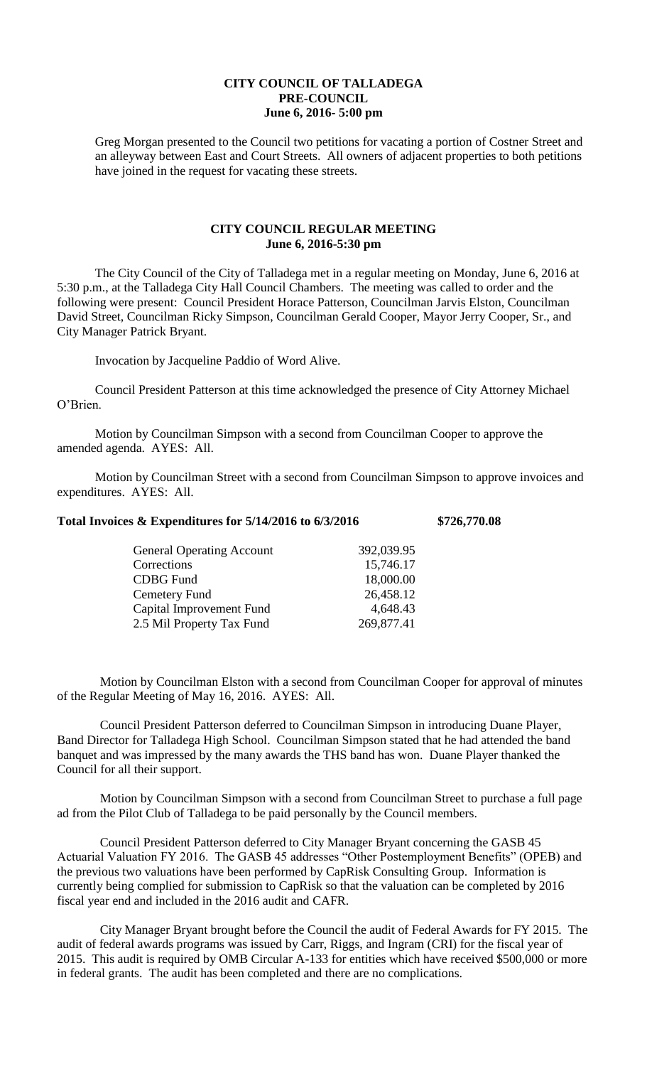**CITY COUNCIL OF TALLADEGA**
**PRE-COUNCIL**
**June 6, 2016- 5:00 pm**

Greg Morgan presented to the Council two petitions for vacating a portion of Costner Street and an alleyway between East and Court Streets. All owners of adjacent properties to both petitions have joined in the request for vacating these streets.

**CITY COUNCIL REGULAR MEETING**
**June 6, 2016-5:30 pm**

The City Council of the City of Talladega met in a regular meeting on Monday, June 6, 2016 at 5:30 p.m., at the Talladega City Hall Council Chambers. The meeting was called to order and the following were present: Council President Horace Patterson, Councilman Jarvis Elston, Councilman David Street, Councilman Ricky Simpson, Councilman Gerald Cooper, Mayor Jerry Cooper, Sr., and City Manager Patrick Bryant.

Invocation by Jacqueline Paddio of Word Alive.

Council President Patterson at this time acknowledged the presence of City Attorney Michael O'Brien.

Motion by Councilman Simpson with a second from Councilman Cooper to approve the amended agenda. AYES: All.

Motion by Councilman Street with a second from Councilman Simpson to approve invoices and expenditures. AYES: All.

**Total Invoices & Expenditures for 5/14/2016 to 6/3/2016 $726,770.08**

| | |
|---|---|
| General Operating Account | 392,039.95 |
| Corrections | 15,746.17 |
| CDBG Fund | 18,000.00 |
| Cemetery Fund | 26,458.12 |
| Capital Improvement Fund | 4,648.43 |
| 2.5 Mil Property Tax Fund | 269,877.41 |

Motion by Councilman Elston with a second from Councilman Cooper for approval of minutes of the Regular Meeting of May 16, 2016. AYES: All.

Council President Patterson deferred to Councilman Simpson in introducing Duane Player, Band Director for Talladega High School. Councilman Simpson stated that he had attended the band banquet and was impressed by the many awards the THS band has won. Duane Player thanked the Council for all their support.

Motion by Councilman Simpson with a second from Councilman Street to purchase a full page ad from the Pilot Club of Talladega to be paid personally by the Council members.

Council President Patterson deferred to City Manager Bryant concerning the GASB 45 Actuarial Valuation FY 2016. The GASB 45 addresses "Other Postemployment Benefits" (OPEB) and the previous two valuations have been performed by CapRisk Consulting Group. Information is currently being complied for submission to CapRisk so that the valuation can be completed by 2016 fiscal year end and included in the 2016 audit and CAFR.

City Manager Bryant brought before the Council the audit of Federal Awards for FY 2015. The audit of federal awards programs was issued by Carr, Riggs, and Ingram (CRI) for the fiscal year of 2015. This audit is required by OMB Circular A-133 for entities which have received $500,000 or more in federal grants. The audit has been completed and there are no complications.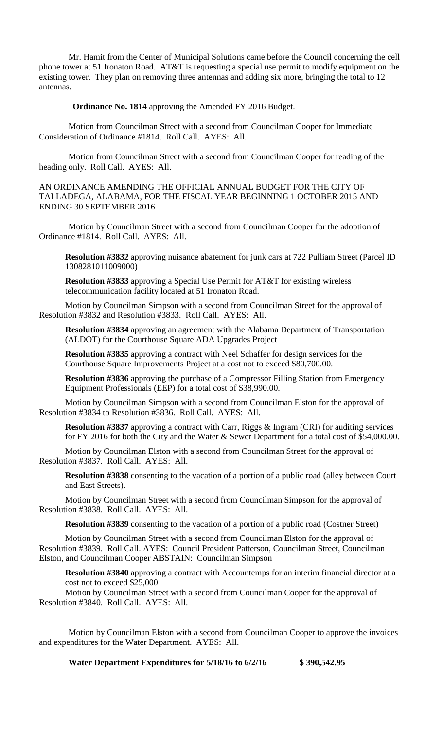Mr. Hamit from the Center of Municipal Solutions came before the Council concerning the cell phone tower at 51 Ironaton Road. AT&T is requesting a special use permit to modify equipment on the existing tower. They plan on removing three antennas and adding six more, bringing the total to 12 antennas.

**Ordinance No. 1814** approving the Amended FY 2016 Budget.

Motion from Councilman Street with a second from Councilman Cooper for Immediate Consideration of Ordinance #1814. Roll Call. AYES: All.

Motion from Councilman Street with a second from Councilman Cooper for reading of the heading only. Roll Call. AYES: All.

AN ORDINANCE AMENDING THE OFFICIAL ANNUAL BUDGET FOR THE CITY OF TALLADEGA, ALABAMA, FOR THE FISCAL YEAR BEGINNING 1 OCTOBER 2015 AND ENDING 30 SEPTEMBER 2016

Motion by Councilman Street with a second from Councilman Cooper for the adoption of Ordinance #1814. Roll Call. AYES: All.

**Resolution #3832** approving nuisance abatement for junk cars at 722 Pulliam Street (Parcel ID 1308281011009000)

**Resolution #3833** approving a Special Use Permit for AT&T for existing wireless telecommunication facility located at 51 Ironaton Road.

Motion by Councilman Simpson with a second from Councilman Street for the approval of Resolution #3832 and Resolution #3833. Roll Call. AYES: All.

**Resolution #3834** approving an agreement with the Alabama Department of Transportation (ALDOT) for the Courthouse Square ADA Upgrades Project

**Resolution #3835** approving a contract with Neel Schaffer for design services for the Courthouse Square Improvements Project at a cost not to exceed $80,700.00.

**Resolution #3836** approving the purchase of a Compressor Filling Station from Emergency Equipment Professionals (EEP) for a total cost of $38,990.00.

Motion by Councilman Simpson with a second from Councilman Elston for the approval of Resolution #3834 to Resolution #3836. Roll Call. AYES: All.

**Resolution #3837** approving a contract with Carr, Riggs & Ingram (CRI) for auditing services for FY 2016 for both the City and the Water & Sewer Department for a total cost of $54,000.00.

Motion by Councilman Elston with a second from Councilman Street for the approval of Resolution #3837. Roll Call. AYES: All.

**Resolution #3838** consenting to the vacation of a portion of a public road (alley between Court and East Streets).

Motion by Councilman Street with a second from Councilman Simpson for the approval of Resolution #3838. Roll Call. AYES: All.

**Resolution #3839** consenting to the vacation of a portion of a public road (Costner Street)

Motion by Councilman Street with a second from Councilman Elston for the approval of Resolution #3839. Roll Call. AYES: Council President Patterson, Councilman Street, Councilman Elston, and Councilman Cooper ABSTAIN: Councilman Simpson

**Resolution #3840** approving a contract with Accountemps for an interim financial director at a cost not to exceed $25,000.

Motion by Councilman Street with a second from Councilman Cooper for the approval of Resolution #3840. Roll Call. AYES: All.

Motion by Councilman Elston with a second from Councilman Cooper to approve the invoices and expenditures for the Water Department. AYES: All.

**Water Department Expenditures for 5/18/16 to 6/2/16 $ 390,542.95**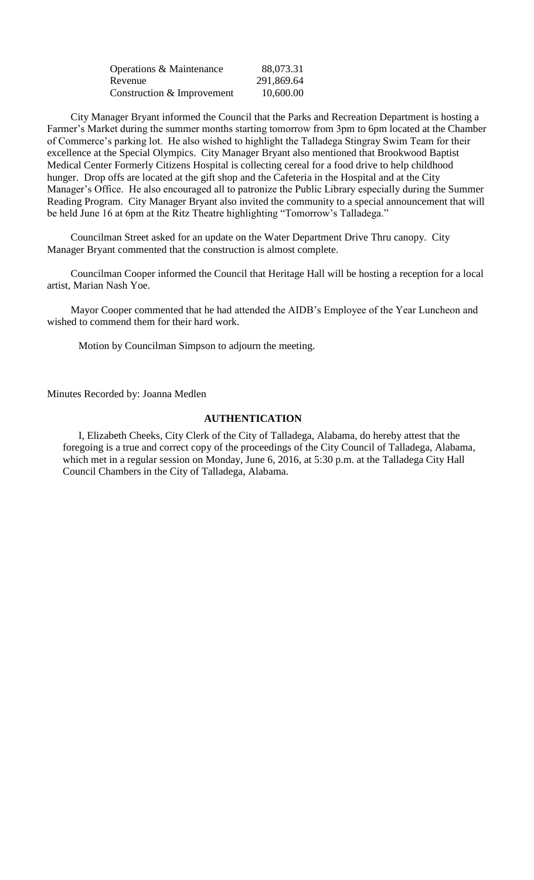| | |
|---|---|
| Operations & Maintenance | 88,073.31 |
| Revenue | 291,869.64 |
| Construction & Improvement | 10,600.00 |

City Manager Bryant informed the Council that the Parks and Recreation Department is hosting a Farmer's Market during the summer months starting tomorrow from 3pm to 6pm located at the Chamber of Commerce's parking lot. He also wished to highlight the Talladega Stingray Swim Team for their excellence at the Special Olympics. City Manager Bryant also mentioned that Brookwood Baptist Medical Center Formerly Citizens Hospital is collecting cereal for a food drive to help childhood hunger. Drop offs are located at the gift shop and the Cafeteria in the Hospital and at the City Manager's Office. He also encouraged all to patronize the Public Library especially during the Summer Reading Program. City Manager Bryant also invited the community to a special announcement that will be held June 16 at 6pm at the Ritz Theatre highlighting "Tomorrow's Talladega."

Councilman Street asked for an update on the Water Department Drive Thru canopy. City Manager Bryant commented that the construction is almost complete.

Councilman Cooper informed the Council that Heritage Hall will be hosting a reception for a local artist, Marian Nash Yoe.

Mayor Cooper commented that he had attended the AIDB's Employee of the Year Luncheon and wished to commend them for their hard work.

Motion by Councilman Simpson to adjourn the meeting.

Minutes Recorded by: Joanna Medlen

**AUTHENTICATION**

I, Elizabeth Cheeks, City Clerk of the City of Talladega, Alabama, do hereby attest that the foregoing is a true and correct copy of the proceedings of the City Council of Talladega, Alabama, which met in a regular session on Monday, June 6, 2016, at 5:30 p.m. at the Talladega City Hall Council Chambers in the City of Talladega, Alabama.